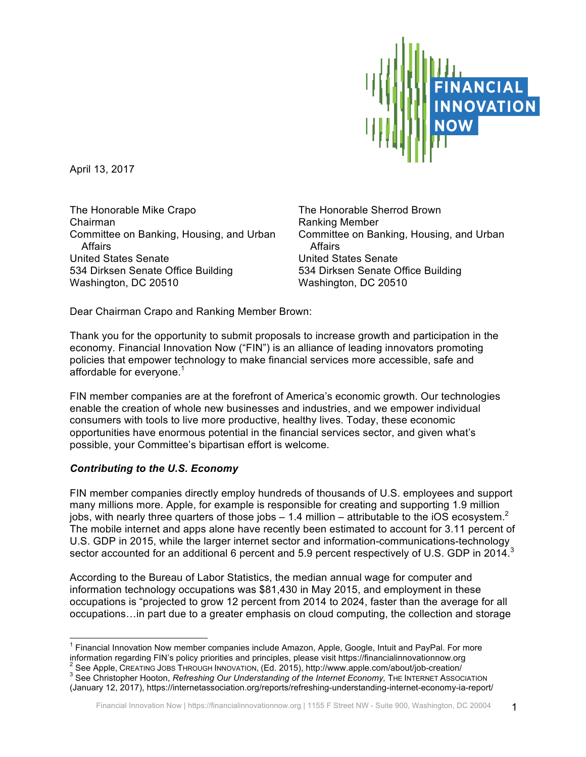FINANCIAL INNOVATION NOW

April 13, 2017

The Honorable Mike Crapo
Chairman
Committee on Banking, Housing, and Urban Affairs
United States Senate
534 Dirksen Senate Office Building
Washington, DC 20510

The Honorable Sherrod Brown
Ranking Member
Committee on Banking, Housing, and Urban Affairs
United States Senate
534 Dirksen Senate Office Building
Washington, DC 20510

Dear Chairman Crapo and Ranking Member Brown:

Thank you for the opportunity to submit proposals to increase growth and participation in the economy. Financial Innovation Now ("FIN") is an alliance of leading innovators promoting policies that empower technology to make financial services more accessible, safe and affordable for everyone.[1]

FIN member companies are at the forefront of America's economic growth. Our technologies enable the creation of whole new businesses and industries, and we empower individual consumers with tools to live more productive, healthy lives. Today, these economic opportunities have enormous potential in the financial services sector, and given what's possible, your Committee's bipartisan effort is welcome.

### *Contributing to the U.S. Economy*

FIN member companies directly employ hundreds of thousands of U.S. employees and support many millions more. Apple, for example is responsible for creating and supporting 1.9 million jobs, with nearly three quarters of those jobs – 1.4 million – attributable to the iOS ecosystem.[2] The mobile internet and apps alone have recently been estimated to account for 3.11 percent of U.S. GDP in 2015, while the larger internet sector and information-communications-technology sector accounted for an additional 6 percent and 5.9 percent respectively of U.S. GDP in 2014.[3]

According to the Bureau of Labor Statistics, the median annual wage for computer and information technology occupations was $81,430 in May 2015, and employment in these occupations is "projected to grow 12 percent from 2014 to 2024, faster than the average for all occupations…in part due to a greater emphasis on cloud computing, the collection and storage

---

[1] Financial Innovation Now member companies include Amazon, Apple, Google, Intuit and PayPal. For more information regarding FIN's policy priorities and principles, please visit https://financialinnovationnow.org

[2] See Apple, CREATING JOBS THROUGH INNOVATION, (Ed. 2015), http://www.apple.com/about/job-creation/

[3] See Christopher Hooton, *Refreshing Our Understanding of the Internet Economy,* THE INTERNET ASSOCIATION (January 12, 2017), https://internetassociation.org/reports/refreshing-understanding-internet-economy-ia-report/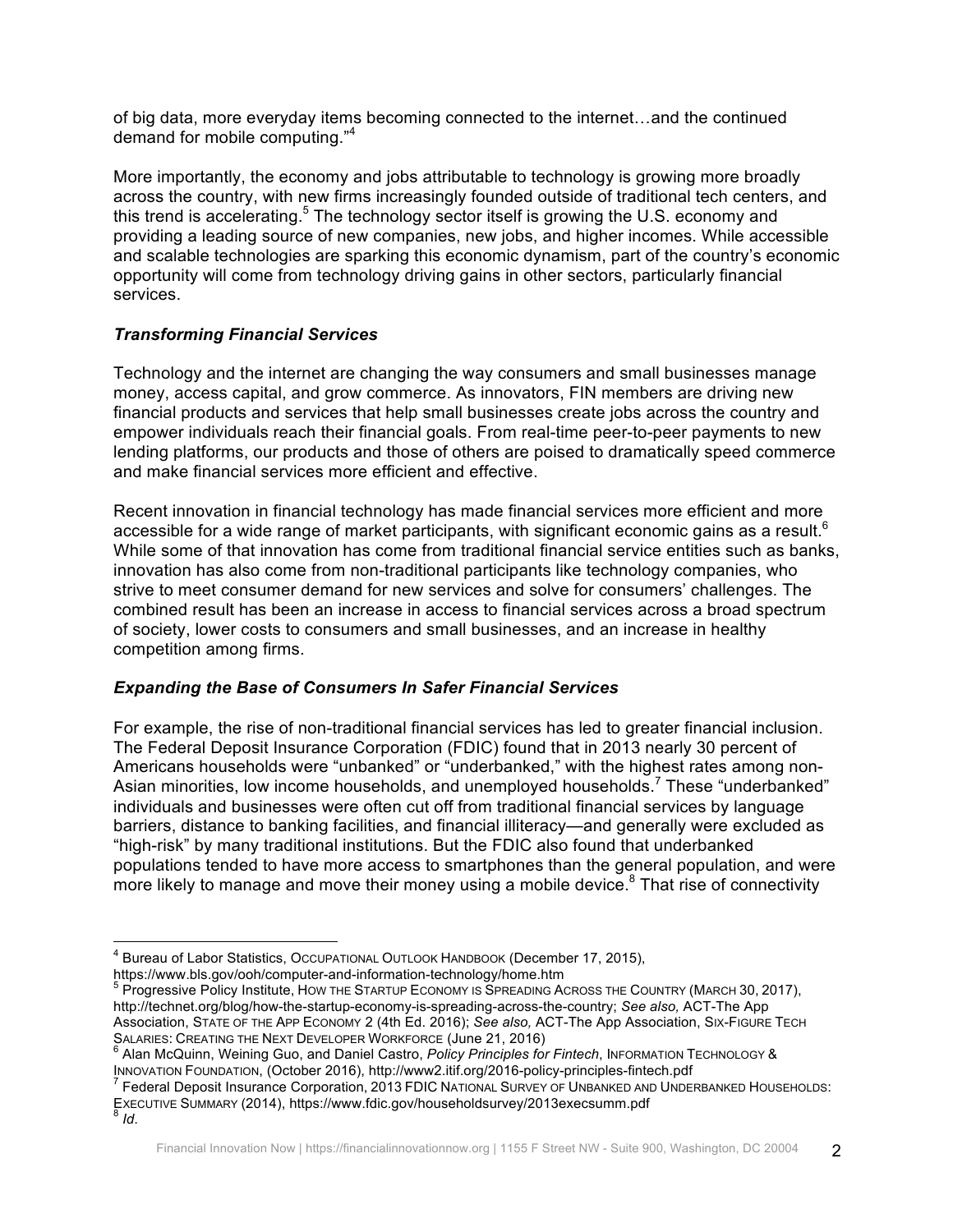of big data, more everyday items becoming connected to the internet…and the continued demand for mobile computing."[4]

More importantly, the economy and jobs attributable to technology is growing more broadly across the country, with new firms increasingly founded outside of traditional tech centers, and this trend is accelerating.[5] The technology sector itself is growing the U.S. economy and providing a leading source of new companies, new jobs, and higher incomes. While accessible and scalable technologies are sparking this economic dynamism, part of the country's economic opportunity will come from technology driving gains in other sectors, particularly financial services.

### *Transforming Financial Services*

Technology and the internet are changing the way consumers and small businesses manage money, access capital, and grow commerce. As innovators, FIN members are driving new financial products and services that help small businesses create jobs across the country and empower individuals reach their financial goals. From real-time peer-to-peer payments to new lending platforms, our products and those of others are poised to dramatically speed commerce and make financial services more efficient and effective.

Recent innovation in financial technology has made financial services more efficient and more accessible for a wide range of market participants, with significant economic gains as a result.[6] While some of that innovation has come from traditional financial service entities such as banks, innovation has also come from non-traditional participants like technology companies, who strive to meet consumer demand for new services and solve for consumers' challenges. The combined result has been an increase in access to financial services across a broad spectrum of society, lower costs to consumers and small businesses, and an increase in healthy competition among firms.

### *Expanding the Base of Consumers In Safer Financial Services*

For example, the rise of non-traditional financial services has led to greater financial inclusion. The Federal Deposit Insurance Corporation (FDIC) found that in 2013 nearly 30 percent of Americans households were "unbanked" or "underbanked," with the highest rates among non-Asian minorities, low income households, and unemployed households.[7] These "underbanked" individuals and businesses were often cut off from traditional financial services by language barriers, distance to banking facilities, and financial illiteracy—and generally were excluded as "high-risk" by many traditional institutions. But the FDIC also found that underbanked populations tended to have more access to smartphones than the general population, and were more likely to manage and move their money using a mobile device.[8] That rise of connectivity

---

[4] Bureau of Labor Statistics, OCCUPATIONAL OUTLOOK HANDBOOK (December 17, 2015), https://www.bls.gov/ooh/computer-and-information-technology/home.htm

[5] Progressive Policy Institute, HOW THE STARTUP ECONOMY IS SPREADING ACROSS THE COUNTRY (MARCH 30, 2017), http://technet.org/blog/how-the-startup-economy-is-spreading-across-the-country; *See also,* ACT-The App Association, STATE OF THE APP ECONOMY 2 (4th Ed. 2016); *See also,* ACT-The App Association, SIX-FIGURE TECH SALARIES: CREATING THE NEXT DEVELOPER WORKFORCE (June 21, 2016)

[6] Alan McQuinn, Weining Guo, and Daniel Castro, *Policy Principles for Fintech*, INFORMATION TECHNOLOGY & INNOVATION FOUNDATION, (October 2016), http://www2.itif.org/2016-policy-principles-fintech.pdf

[7] Federal Deposit Insurance Corporation, 2013 FDIC NATIONAL SURVEY OF UNBANKED AND UNDERBANKED HOUSEHOLDS: EXECUTIVE SUMMARY (2014), https://www.fdic.gov/householdsurvey/2013execsumm.pdf

[8] *Id.*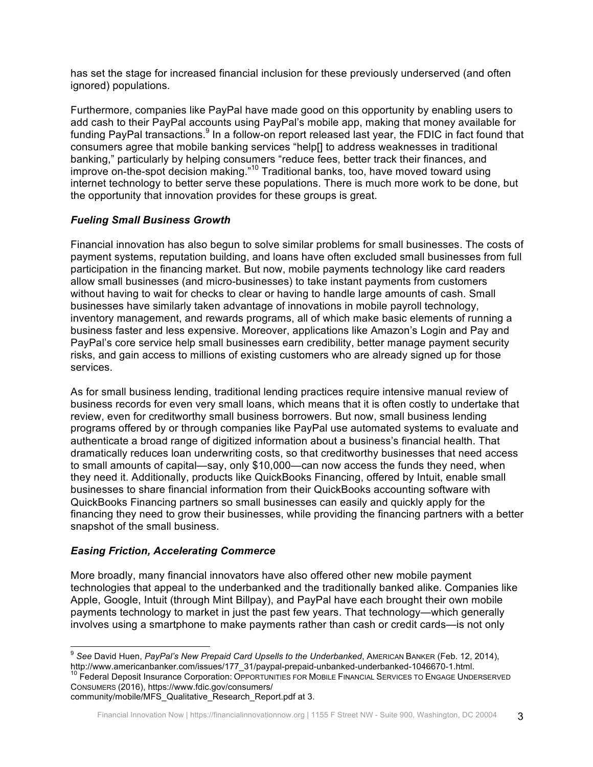has set the stage for increased financial inclusion for these previously underserved (and often ignored) populations.

Furthermore, companies like PayPal have made good on this opportunity by enabling users to add cash to their PayPal accounts using PayPal's mobile app, making that money available for funding PayPal transactions.[9] In a follow-on report released last year, the FDIC in fact found that consumers agree that mobile banking services "help[] to address weaknesses in traditional banking," particularly by helping consumers "reduce fees, better track their finances, and improve on-the-spot decision making."[10] Traditional banks, too, have moved toward using internet technology to better serve these populations. There is much more work to be done, but the opportunity that innovation provides for these groups is great.

### ***Fueling Small Business Growth***

Financial innovation has also begun to solve similar problems for small businesses. The costs of payment systems, reputation building, and loans have often excluded small businesses from full participation in the financing market. But now, mobile payments technology like card readers allow small businesses (and micro-businesses) to take instant payments from customers without having to wait for checks to clear or having to handle large amounts of cash. Small businesses have similarly taken advantage of innovations in mobile payroll technology, inventory management, and rewards programs, all of which make basic elements of running a business faster and less expensive. Moreover, applications like Amazon's Login and Pay and PayPal's core service help small businesses earn credibility, better manage payment security risks, and gain access to millions of existing customers who are already signed up for those services.

As for small business lending, traditional lending practices require intensive manual review of business records for even very small loans, which means that it is often costly to undertake that review, even for creditworthy small business borrowers. But now, small business lending programs offered by or through companies like PayPal use automated systems to evaluate and authenticate a broad range of digitized information about a business's financial health. That dramatically reduces loan underwriting costs, so that creditworthy businesses that need access to small amounts of capital—say, only $10,000—can now access the funds they need, when they need it. Additionally, products like QuickBooks Financing, offered by Intuit, enable small businesses to share financial information from their QuickBooks accounting software with QuickBooks Financing partners so small businesses can easily and quickly apply for the financing they need to grow their businesses, while providing the financing partners with a better snapshot of the small business.

### ***Easing Friction, Accelerating Commerce***

More broadly, many financial innovators have also offered other new mobile payment technologies that appeal to the underbanked and the traditionally banked alike. Companies like Apple, Google, Intuit (through Mint Billpay), and PayPal have each brought their own mobile payments technology to market in just the past few years. That technology—which generally involves using a smartphone to make payments rather than cash or credit cards—is not only

---

[9] *See* David Huen, *PayPal's New Prepaid Card Upsells to the Underbanked*, AMERICAN BANKER (Feb. 12, 2014), http://www.americanbanker.com/issues/177_31/paypal-prepaid-unbanked-underbanked-1046670-1.html.

[10] Federal Deposit Insurance Corporation: OPPORTUNITIES FOR MOBILE FINANCIAL SERVICES TO ENGAGE UNDERSERVED CONSUMERS (2016), https://www.fdic.gov/consumers/community/mobile/MFS_Qualitative_Research_Report.pdf at 3.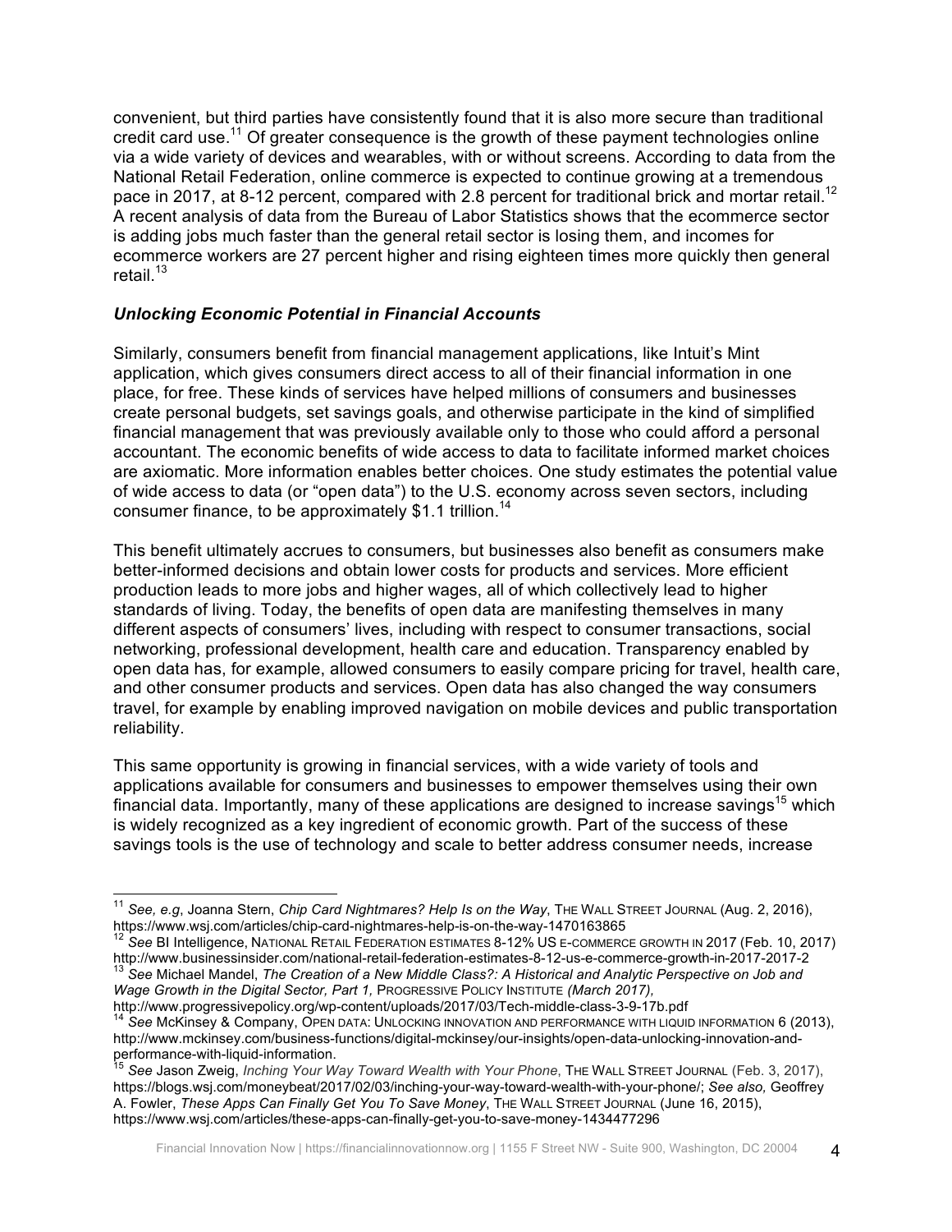convenient, but third parties have consistently found that it is also more secure than traditional credit card use.[11] Of greater consequence is the growth of these payment technologies online via a wide variety of devices and wearables, with or without screens. According to data from the National Retail Federation, online commerce is expected to continue growing at a tremendous pace in 2017, at 8-12 percent, compared with 2.8 percent for traditional brick and mortar retail.[12] A recent analysis of data from the Bureau of Labor Statistics shows that the ecommerce sector is adding jobs much faster than the general retail sector is losing them, and incomes for ecommerce workers are 27 percent higher and rising eighteen times more quickly then general retail.[13]

### *Unlocking Economic Potential in Financial Accounts*

Similarly, consumers benefit from financial management applications, like Intuit's Mint application, which gives consumers direct access to all of their financial information in one place, for free. These kinds of services have helped millions of consumers and businesses create personal budgets, set savings goals, and otherwise participate in the kind of simplified financial management that was previously available only to those who could afford a personal accountant. The economic benefits of wide access to data to facilitate informed market choices are axiomatic. More information enables better choices. One study estimates the potential value of wide access to data (or "open data") to the U.S. economy across seven sectors, including consumer finance, to be approximately $1.1 trillion.[14]

This benefit ultimately accrues to consumers, but businesses also benefit as consumers make better-informed decisions and obtain lower costs for products and services. More efficient production leads to more jobs and higher wages, all of which collectively lead to higher standards of living. Today, the benefits of open data are manifesting themselves in many different aspects of consumers' lives, including with respect to consumer transactions, social networking, professional development, health care and education. Transparency enabled by open data has, for example, allowed consumers to easily compare pricing for travel, health care, and other consumer products and services. Open data has also changed the way consumers travel, for example by enabling improved navigation on mobile devices and public transportation reliability.

This same opportunity is growing in financial services, with a wide variety of tools and applications available for consumers and businesses to empower themselves using their own financial data. Importantly, many of these applications are designed to increase savings[15] which is widely recognized as a key ingredient of economic growth. Part of the success of these savings tools is the use of technology and scale to better address consumer needs, increase

---

[11] *See, e.g*, Joanna Stern, *Chip Card Nightmares? Help Is on the Way*, THE WALL STREET JOURNAL (Aug. 2, 2016), https://www.wsj.com/articles/chip-card-nightmares-help-is-on-the-way-1470163865

[12] *See* BI Intelligence, NATIONAL RETAIL FEDERATION ESTIMATES 8-12% US E-COMMERCE GROWTH IN 2017 (Feb. 10, 2017) http://www.businessinsider.com/national-retail-federation-estimates-8-12-us-e-commerce-growth-in-2017-2017-2

[13] *See* Michael Mandel, *The Creation of a New Middle Class?: A Historical and Analytic Perspective on Job and Wage Growth in the Digital Sector, Part 1,* PROGRESSIVE POLICY INSTITUTE *(March 2017),* http://www.progressivepolicy.org/wp-content/uploads/2017/03/Tech-middle-class-3-9-17b.pdf

[14] *See* McKinsey & Company, OPEN DATA: UNLOCKING INNOVATION AND PERFORMANCE WITH LIQUID INFORMATION 6 (2013), http://www.mckinsey.com/business-functions/digital-mckinsey/our-insights/open-data-unlocking-innovation-and-performance-with-liquid-information.

[15] *See* Jason Zweig, *Inching Your Way Toward Wealth with Your Phone*, THE WALL STREET JOURNAL (Feb. 3, 2017), https://blogs.wsj.com/moneybeat/2017/02/03/inching-your-way-toward-wealth-with-your-phone/; *See also,* Geoffrey A. Fowler, *These Apps Can Finally Get You To Save Money*, THE WALL STREET JOURNAL (June 16, 2015), https://www.wsj.com/articles/these-apps-can-finally-get-you-to-save-money-1434477296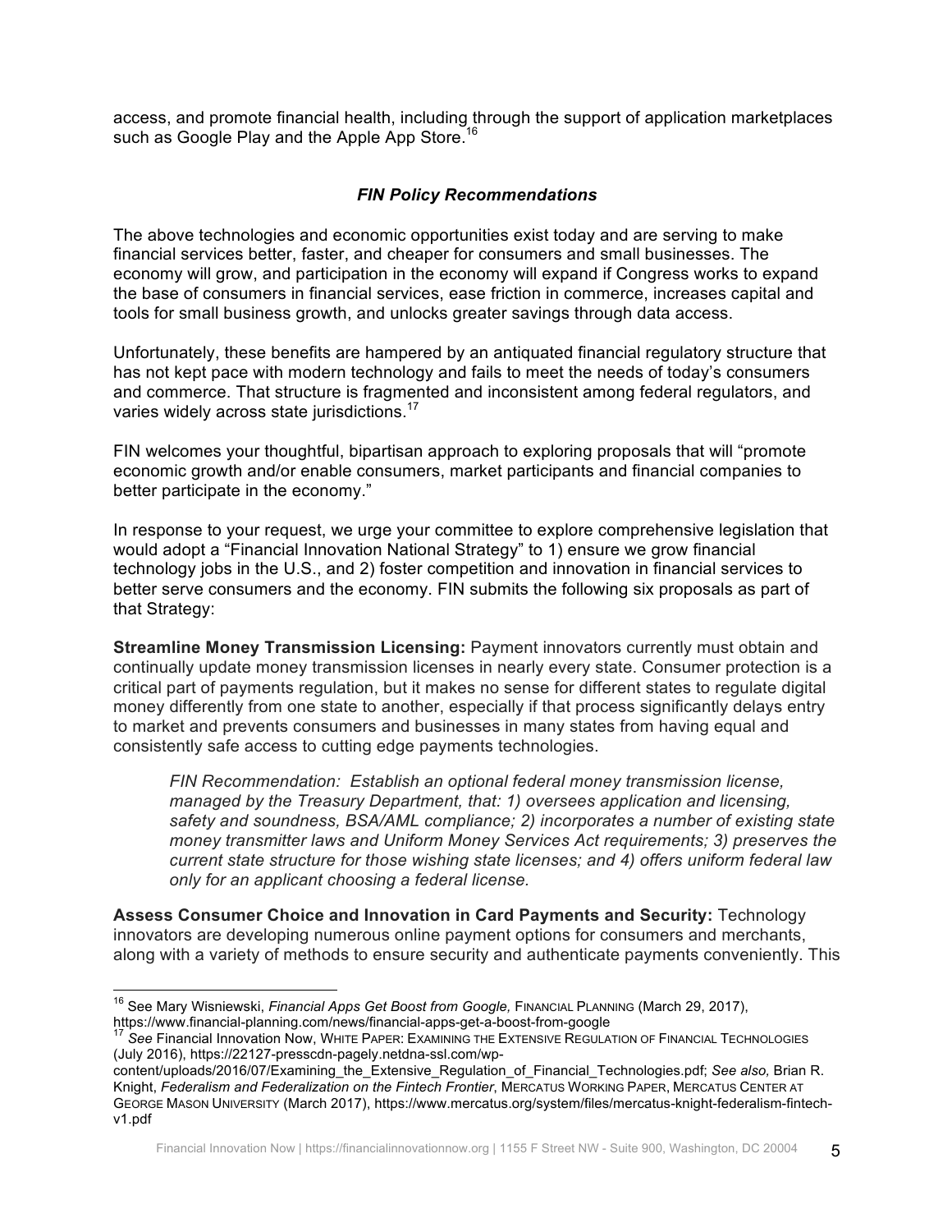access, and promote financial health, including through the support of application marketplaces such as Google Play and the Apple App Store.[16]

### ***FIN Policy Recommendations***

The above technologies and economic opportunities exist today and are serving to make financial services better, faster, and cheaper for consumers and small businesses. The economy will grow, and participation in the economy will expand if Congress works to expand the base of consumers in financial services, ease friction in commerce, increases capital and tools for small business growth, and unlocks greater savings through data access.

Unfortunately, these benefits are hampered by an antiquated financial regulatory structure that has not kept pace with modern technology and fails to meet the needs of today's consumers and commerce. That structure is fragmented and inconsistent among federal regulators, and varies widely across state jurisdictions.[17]

FIN welcomes your thoughtful, bipartisan approach to exploring proposals that will "promote economic growth and/or enable consumers, market participants and financial companies to better participate in the economy."

In response to your request, we urge your committee to explore comprehensive legislation that would adopt a "Financial Innovation National Strategy" to 1) ensure we grow financial technology jobs in the U.S., and 2) foster competition and innovation in financial services to better serve consumers and the economy. FIN submits the following six proposals as part of that Strategy:

**Streamline Money Transmission Licensing:** Payment innovators currently must obtain and continually update money transmission licenses in nearly every state. Consumer protection is a critical part of payments regulation, but it makes no sense for different states to regulate digital money differently from one state to another, especially if that process significantly delays entry to market and prevents consumers and businesses in many states from having equal and consistently safe access to cutting edge payments technologies.

> *FIN Recommendation: Establish an optional federal money transmission license, managed by the Treasury Department, that: 1) oversees application and licensing, safety and soundness, BSA/AML compliance; 2) incorporates a number of existing state money transmitter laws and Uniform Money Services Act requirements; 3) preserves the current state structure for those wishing state licenses; and 4) offers uniform federal law only for an applicant choosing a federal license.*

**Assess Consumer Choice and Innovation in Card Payments and Security:** Technology innovators are developing numerous online payment options for consumers and merchants, along with a variety of methods to ensure security and authenticate payments conveniently. This

---

[16] See Mary Wisniewski, *Financial Apps Get Boost from Google,* FINANCIAL PLANNING (March 29, 2017), https://www.financial-planning.com/news/financial-apps-get-a-boost-from-google

[17] *See* Financial Innovation Now, WHITE PAPER: EXAMINING THE EXTENSIVE REGULATION OF FINANCIAL TECHNOLOGIES (July 2016), https://22127-presscdn-pagely.netdna-ssl.com/wp-content/uploads/2016/07/Examining_the_Extensive_Regulation_of_Financial_Technologies.pdf; *See also,* Brian R. Knight, *Federalism and Federalization on the Fintech Frontier*, MERCATUS WORKING PAPER, MERCATUS CENTER AT GEORGE MASON UNIVERSITY (March 2017), https://www.mercatus.org/system/files/mercatus-knight-federalism-fintech-v1.pdf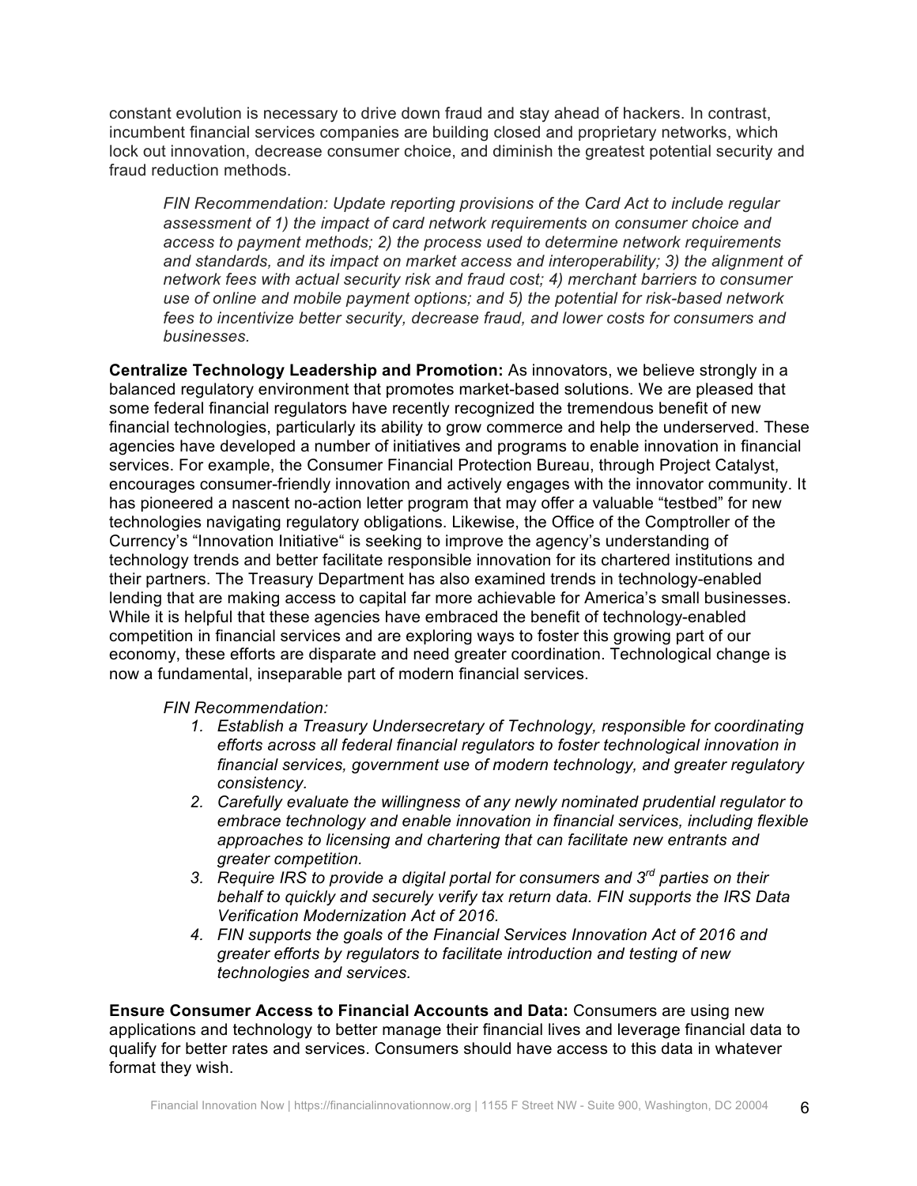constant evolution is necessary to drive down fraud and stay ahead of hackers. In contrast, incumbent financial services companies are building closed and proprietary networks, which lock out innovation, decrease consumer choice, and diminish the greatest potential security and fraud reduction methods.

> *FIN Recommendation: Update reporting provisions of the Card Act to include regular assessment of 1) the impact of card network requirements on consumer choice and access to payment methods; 2) the process used to determine network requirements and standards, and its impact on market access and interoperability; 3) the alignment of network fees with actual security risk and fraud cost; 4) merchant barriers to consumer use of online and mobile payment options; and 5) the potential for risk-based network fees to incentivize better security, decrease fraud, and lower costs for consumers and businesses.*

**Centralize Technology Leadership and Promotion:** As innovators, we believe strongly in a balanced regulatory environment that promotes market-based solutions. We are pleased that some federal financial regulators have recently recognized the tremendous benefit of new financial technologies, particularly its ability to grow commerce and help the underserved. These agencies have developed a number of initiatives and programs to enable innovation in financial services. For example, the Consumer Financial Protection Bureau, through Project Catalyst, encourages consumer-friendly innovation and actively engages with the innovator community. It has pioneered a nascent no-action letter program that may offer a valuable "testbed" for new technologies navigating regulatory obligations. Likewise, the Office of the Comptroller of the Currency's "Innovation Initiative" is seeking to improve the agency's understanding of technology trends and better facilitate responsible innovation for its chartered institutions and their partners. The Treasury Department has also examined trends in technology-enabled lending that are making access to capital far more achievable for America's small businesses. While it is helpful that these agencies have embraced the benefit of technology-enabled competition in financial services and are exploring ways to foster this growing part of our economy, these efforts are disparate and need greater coordination. Technological change is now a fundamental, inseparable part of modern financial services.

*FIN Recommendation:*

1. *Establish a Treasury Undersecretary of Technology, responsible for coordinating efforts across all federal financial regulators to foster technological innovation in financial services, government use of modern technology, and greater regulatory consistency.*
2. *Carefully evaluate the willingness of any newly nominated prudential regulator to embrace technology and enable innovation in financial services, including flexible approaches to licensing and chartering that can facilitate new entrants and greater competition.*
3. *Require IRS to provide a digital portal for consumers and 3rd parties on their behalf to quickly and securely verify tax return data. FIN supports the IRS Data Verification Modernization Act of 2016.*
4. *FIN supports the goals of the Financial Services Innovation Act of 2016 and greater efforts by regulators to facilitate introduction and testing of new technologies and services.*

**Ensure Consumer Access to Financial Accounts and Data:** Consumers are using new applications and technology to better manage their financial lives and leverage financial data to qualify for better rates and services. Consumers should have access to this data in whatever format they wish.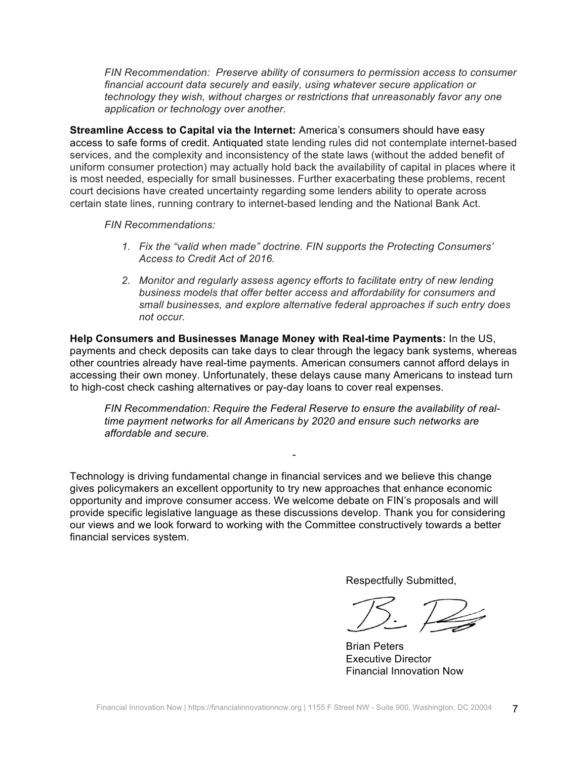*FIN Recommendation: Preserve ability of consumers to permission access to consumer financial account data securely and easily, using whatever secure application or technology they wish, without charges or restrictions that unreasonably favor any one application or technology over another.*

**Streamline Access to Capital via the Internet:** America's consumers should have easy access to safe forms of credit. Antiquated state lending rules did not contemplate internet-based services, and the complexity and inconsistency of the state laws (without the added benefit of uniform consumer protection) may actually hold back the availability of capital in places where it is most needed, especially for small businesses. Further exacerbating these problems, recent court decisions have created uncertainty regarding some lenders ability to operate across certain state lines, running contrary to internet-based lending and the National Bank Act.

*FIN Recommendations:*

1. *Fix the "valid when made" doctrine. FIN supports the Protecting Consumers' Access to Credit Act of 2016.*
2. *Monitor and regularly assess agency efforts to facilitate entry of new lending business models that offer better access and affordability for consumers and small businesses, and explore alternative federal approaches if such entry does not occur.*

**Help Consumers and Businesses Manage Money with Real-time Payments:** In the US, payments and check deposits can take days to clear through the legacy bank systems, whereas other countries already have real-time payments. American consumers cannot afford delays in accessing their own money. Unfortunately, these delays cause many Americans to instead turn to high-cost check cashing alternatives or pay-day loans to cover real expenses.

*FIN Recommendation: Require the Federal Reserve to ensure the availability of real-time payment networks for all Americans by 2020 and ensure such networks are affordable and secure.*

-

Technology is driving fundamental change in financial services and we believe this change gives policymakers an excellent opportunity to try new approaches that enhance economic opportunity and improve consumer access. We welcome debate on FIN's proposals and will provide specific legislative language as these discussions develop. Thank you for considering our views and we look forward to working with the Committee constructively towards a better financial services system.

Respectfully Submitted,

Brian Peters
Executive Director
Financial Innovation Now